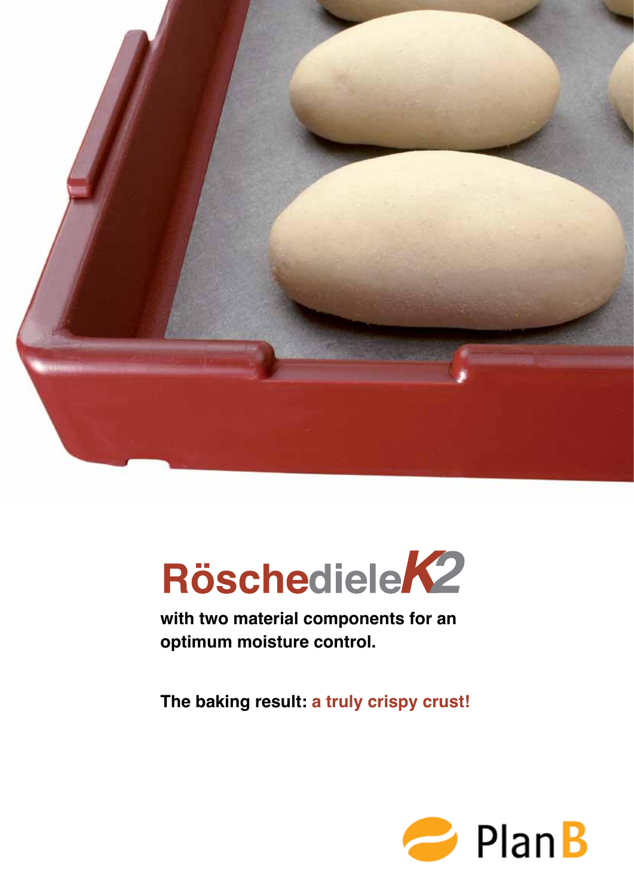# RöschedieleK2

**with two material components for an optimum moisture control.**

**The baking result: a truly crispy crust!**

PlanB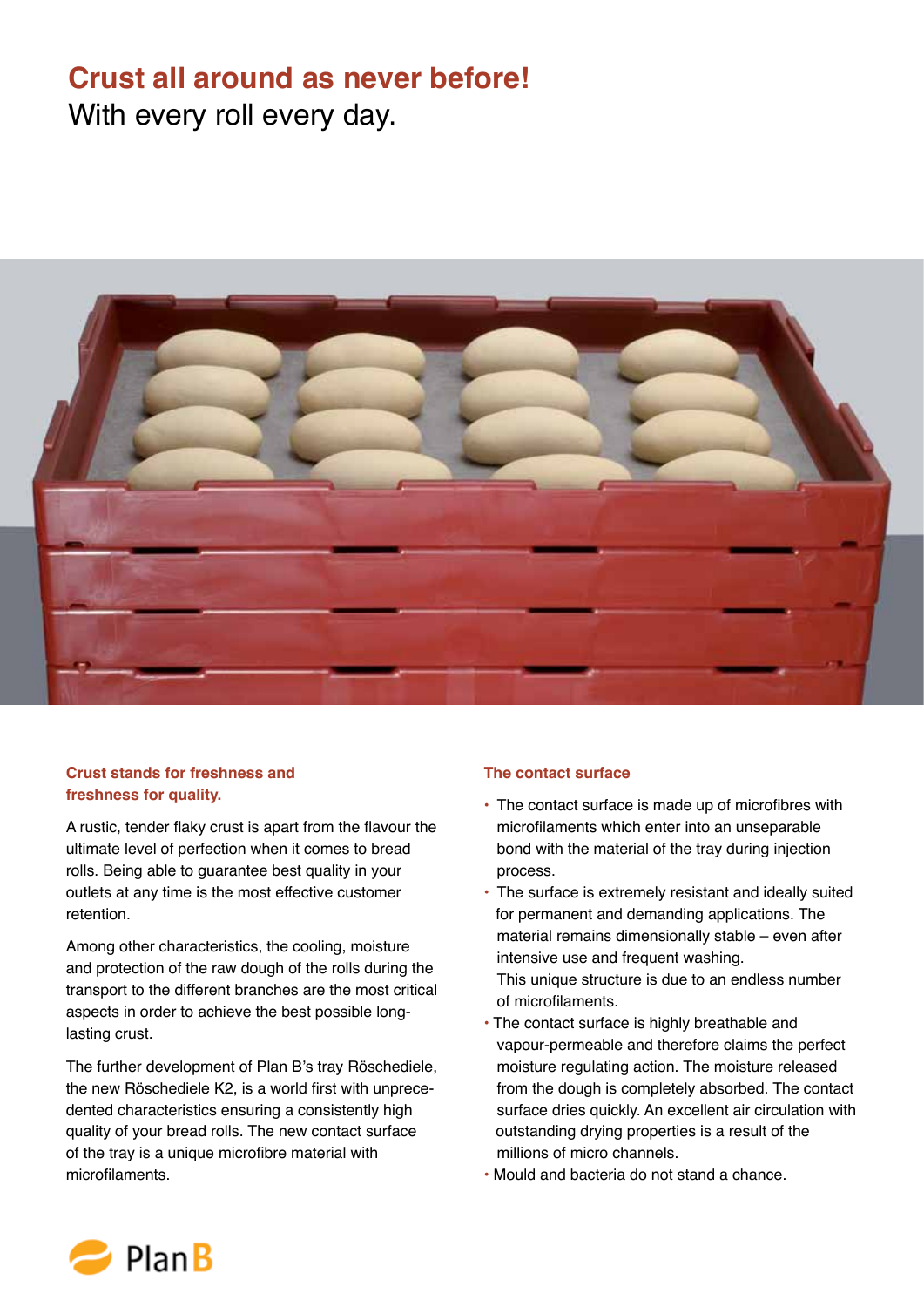# Crust all around as never before!

With every roll every day.

## Crust stands for freshness and freshness for quality.

A rustic, tender flaky crust is apart from the flavour the ultimate level of perfection when it comes to bread rolls. Being able to guarantee best quality in your outlets at any time is the most effective customer retention.

Among other characteristics, the cooling, moisture and protection of the raw dough of the rolls during the transport to the different branches are the most critical aspects in order to achieve the best possible long-lasting crust.

The further development of Plan B's tray Röschediele, the new Röschediele K2, is a world first with unprecedented characteristics ensuring a consistently high quality of your bread rolls. The new contact surface of the tray is a unique microfibre material with microfilaments.

## The contact surface

- The contact surface is made up of microfibres with microfilaments which enter into an unseparable bond with the material of the tray during injection process.
- The surface is extremely resistant and ideally suited for permanent and demanding applications. The material remains dimensionally stable – even after intensive use and frequent washing.
  This unique structure is due to an endless number of microfilaments.
- The contact surface is highly breathable and vapour-permeable and therefore claims the perfect moisture regulating action. The moisture released from the dough is completely absorbed. The contact surface dries quickly. An excellent air circulation with outstanding drying properties is a result of the millions of micro channels.
- Mould and bacteria do not stand a chance.

PlanB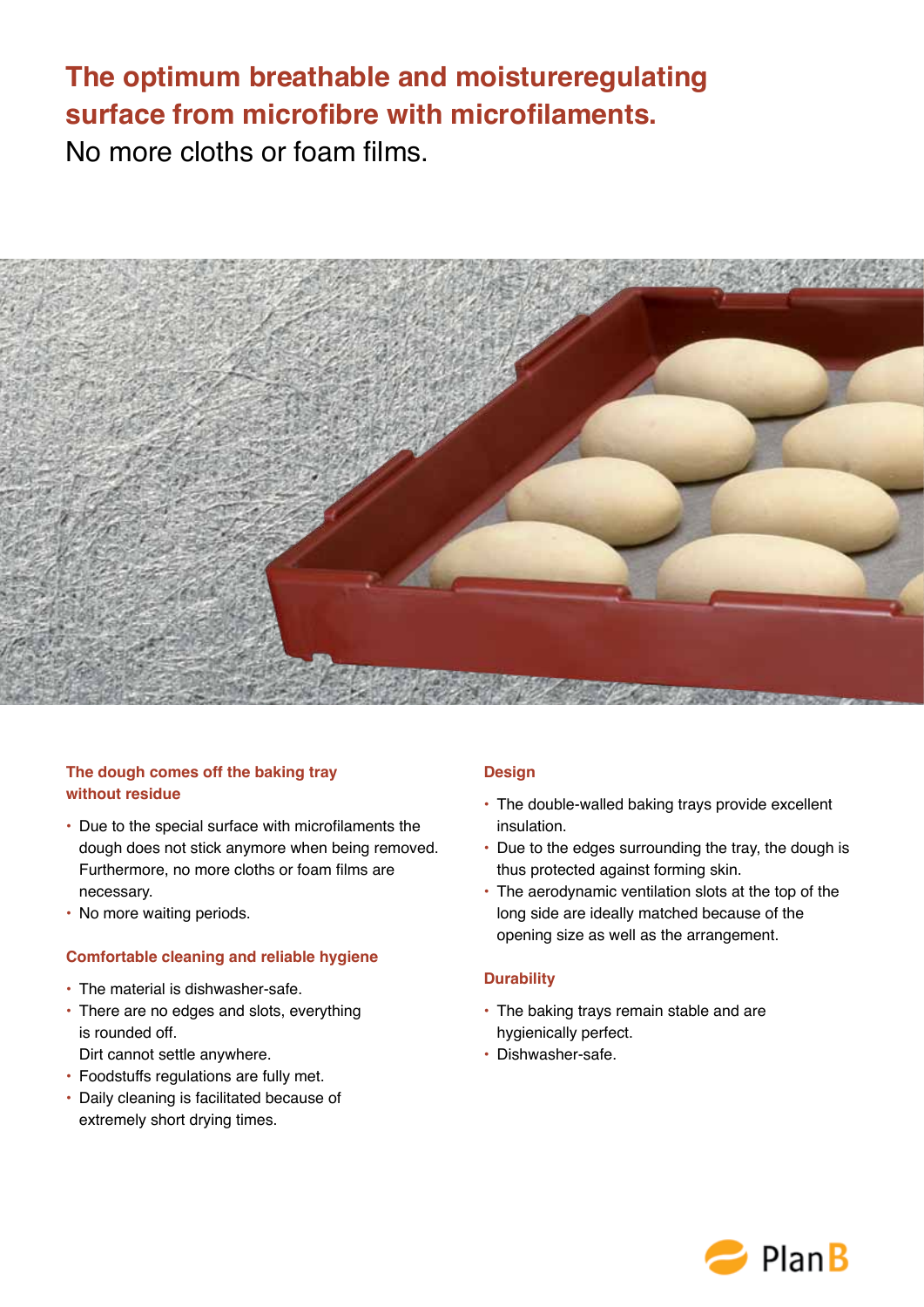# The optimum breathable and moistureregulating surface from microfibre with microfilaments.

No more cloths or foam films.

### The dough comes off the baking tray without residue

- Due to the special surface with microfilaments the dough does not stick anymore when being removed. Furthermore, no more cloths or foam films are necessary.
- No more waiting periods.

### Comfortable cleaning and reliable hygiene

- The material is dishwasher-safe.
- There are no edges and slots, everything is rounded off. Dirt cannot settle anywhere.
- Foodstuffs regulations are fully met.
- Daily cleaning is facilitated because of extremely short drying times.

### Design

- The double-walled baking trays provide excellent insulation.
- Due to the edges surrounding the tray, the dough is thus protected against forming skin.
- The aerodynamic ventilation slots at the top of the long side are ideally matched because of the opening size as well as the arrangement.

### Durability

- The baking trays remain stable and are hygienically perfect.
- Dishwasher-safe.

PlanB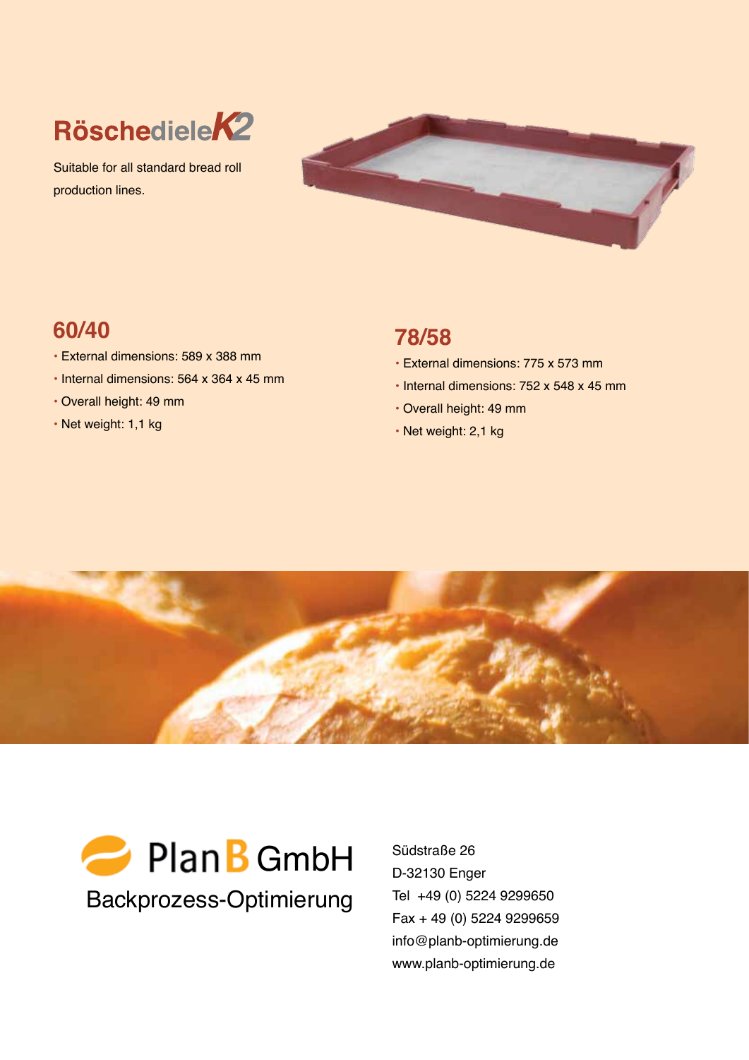# RöschedieleK2

Suitable for all standard bread roll production lines.

## 60/40

- External dimensions: 589 x 388 mm
- Internal dimensions: 564 x 364 x 45 mm
- Overall height: 49 mm
- Net weight: 1,1 kg

## 78/58

- External dimensions: 775 x 573 mm
- Internal dimensions: 752 x 548 x 45 mm
- Overall height: 49 mm
- Net weight: 2,1 kg

**PlanB GmbH**

Backprozess-Optimierung

Südstraße 26
D-32130 Enger
Tel +49 (0) 5224 9299650
Fax + 49 (0) 5224 9299659
info@planb-optimierung.de
www.planb-optimierung.de